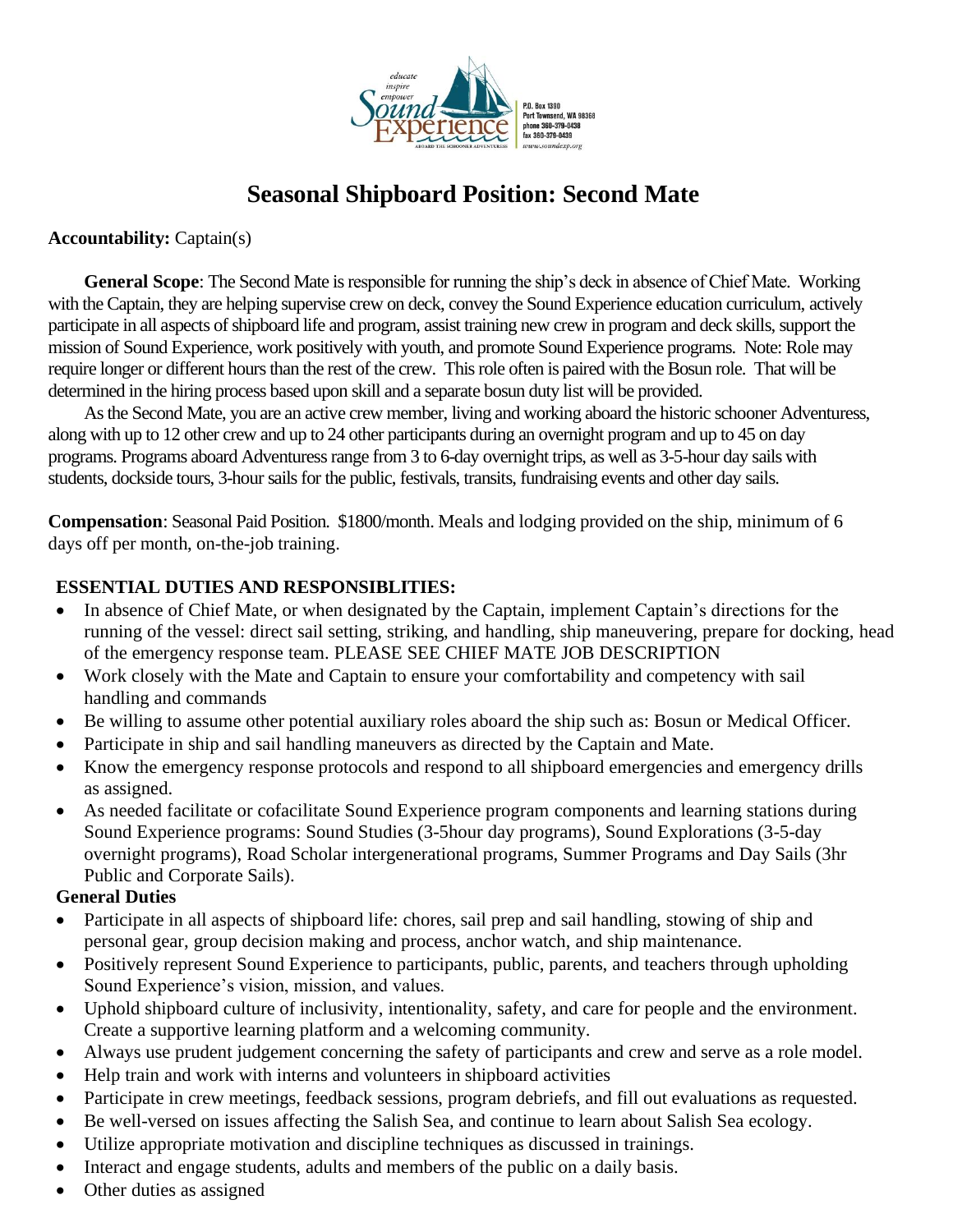educate
inspire
empower

Sound Experience
ABOARD THE SCHOONER ADVENTURESS

P.O. Box 1390
Port Townsend, WA 98368
phone 360-379-0438
fax 360-379-0439
www.soundexp.org

# Seasonal Shipboard Position: Second Mate

**Accountability:** Captain(s)

**General Scope**: The Second Mate is responsible for running the ship's deck in absence of Chief Mate. Working with the Captain, they are helping supervise crew on deck, convey the Sound Experience education curriculum, actively participate in all aspects of shipboard life and program, assist training new crew in program and deck skills, support the mission of Sound Experience, work positively with youth, and promote Sound Experience programs. Note: Role may require longer or different hours than the rest of the crew. This role often is paired with the Bosun role. That will be determined in the hiring process based upon skill and a separate bosun duty list will be provided.

As the Second Mate, you are an active crew member, living and working aboard the historic schooner Adventuress, along with up to 12 other crew and up to 24 other participants during an overnight program and up to 45 on day programs. Programs aboard Adventuress range from 3 to 6-day overnight trips, as well as 3-5-hour day sails with students, dockside tours, 3-hour sails for the public, festivals, transits, fundraising events and other day sails.

**Compensation**: Seasonal Paid Position. $1800/month. Meals and lodging provided on the ship, minimum of 6 days off per month, on-the-job training.

**ESSENTIAL DUTIES AND RESPONSIBLITIES:**

- In absence of Chief Mate, or when designated by the Captain, implement Captain's directions for the running of the vessel: direct sail setting, striking, and handling, ship maneuvering, prepare for docking, head of the emergency response team. PLEASE SEE CHIEF MATE JOB DESCRIPTION
- Work closely with the Mate and Captain to ensure your comfortability and competency with sail handling and commands
- Be willing to assume other potential auxiliary roles aboard the ship such as: Bosun or Medical Officer.
- Participate in ship and sail handling maneuvers as directed by the Captain and Mate.
- Know the emergency response protocols and respond to all shipboard emergencies and emergency drills as assigned.
- As needed facilitate or cofacilitate Sound Experience program components and learning stations during Sound Experience programs: Sound Studies (3-5hour day programs), Sound Explorations (3-5-day overnight programs), Road Scholar intergenerational programs, Summer Programs and Day Sails (3hr Public and Corporate Sails).

**General Duties**

- Participate in all aspects of shipboard life: chores, sail prep and sail handling, stowing of ship and personal gear, group decision making and process, anchor watch, and ship maintenance.
- Positively represent Sound Experience to participants, public, parents, and teachers through upholding Sound Experience's vision, mission, and values.
- Uphold shipboard culture of inclusivity, intentionality, safety, and care for people and the environment. Create a supportive learning platform and a welcoming community.
- Always use prudent judgement concerning the safety of participants and crew and serve as a role model.
- Help train and work with interns and volunteers in shipboard activities
- Participate in crew meetings, feedback sessions, program debriefs, and fill out evaluations as requested.
- Be well-versed on issues affecting the Salish Sea, and continue to learn about Salish Sea ecology.
- Utilize appropriate motivation and discipline techniques as discussed in trainings.
- Interact and engage students, adults and members of the public on a daily basis.
- Other duties as assigned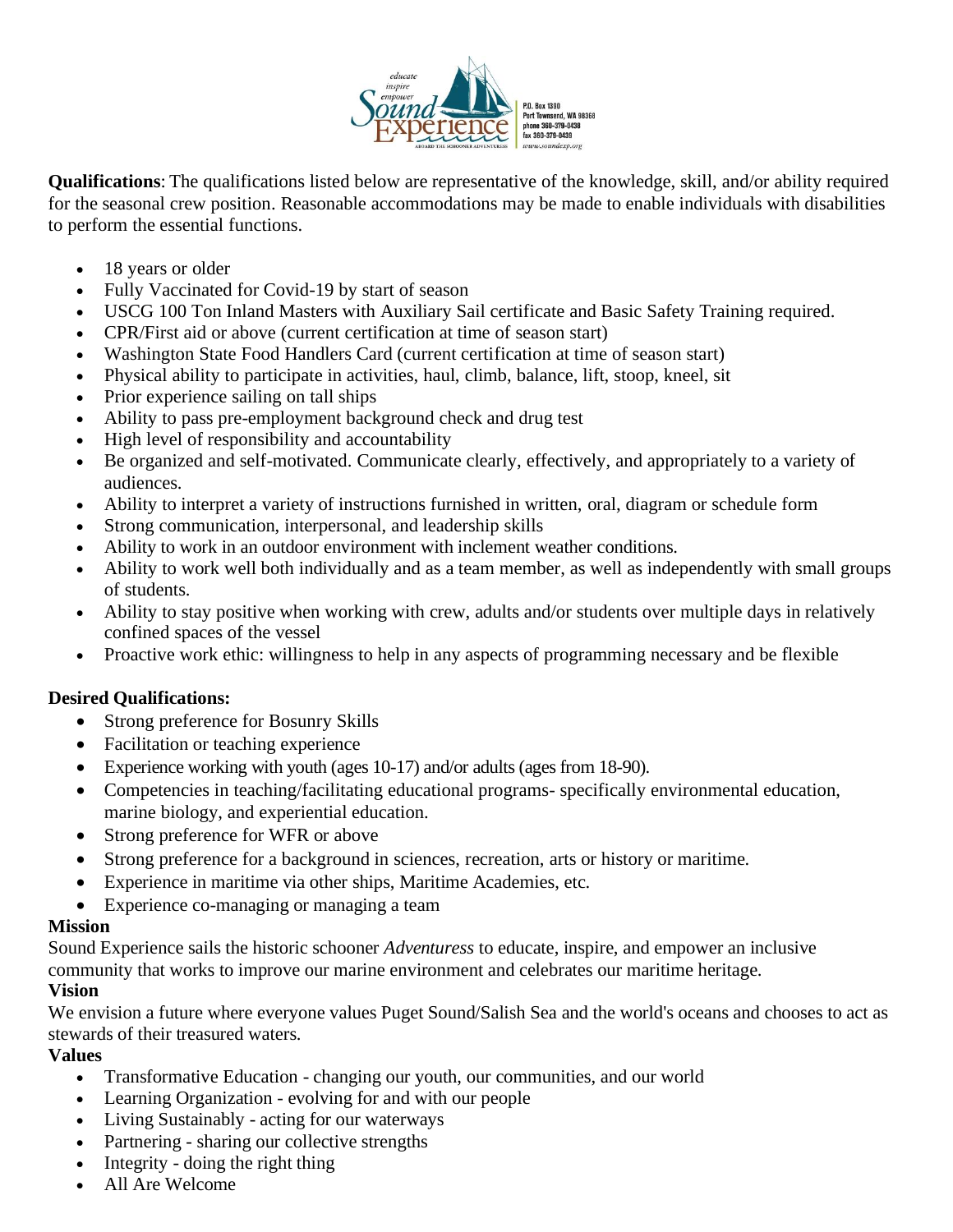**Qualifications**: The qualifications listed below are representative of the knowledge, skill, and/or ability required for the seasonal crew position. Reasonable accommodations may be made to enable individuals with disabilities to perform the essential functions.

- 18 years or older
- Fully Vaccinated for Covid-19 by start of season
- USCG 100 Ton Inland Masters with Auxiliary Sail certificate and Basic Safety Training required.
- CPR/First aid or above (current certification at time of season start)
- Washington State Food Handlers Card (current certification at time of season start)
- Physical ability to participate in activities, haul, climb, balance, lift, stoop, kneel, sit
- Prior experience sailing on tall ships
- Ability to pass pre-employment background check and drug test
- High level of responsibility and accountability
- Be organized and self-motivated. Communicate clearly, effectively, and appropriately to a variety of audiences.
- Ability to interpret a variety of instructions furnished in written, oral, diagram or schedule form
- Strong communication, interpersonal, and leadership skills
- Ability to work in an outdoor environment with inclement weather conditions.
- Ability to work well both individually and as a team member, as well as independently with small groups of students.
- Ability to stay positive when working with crew, adults and/or students over multiple days in relatively confined spaces of the vessel
- Proactive work ethic: willingness to help in any aspects of programming necessary and be flexible

**Desired Qualifications:**

- Strong preference for Bosunry Skills
- Facilitation or teaching experience
- Experience working with youth (ages 10-17) and/or adults (ages from 18-90).
- Competencies in teaching/facilitating educational programs- specifically environmental education, marine biology, and experiential education.
- Strong preference for WFR or above
- Strong preference for a background in sciences, recreation, arts or history or maritime.
- Experience in maritime via other ships, Maritime Academies, etc.
- Experience co-managing or managing a team

**Mission**

Sound Experience sails the historic schooner *Adventuress* to educate, inspire, and empower an inclusive community that works to improve our marine environment and celebrates our maritime heritage.

**Vision**

We envision a future where everyone values Puget Sound/Salish Sea and the world's oceans and chooses to act as stewards of their treasured waters.

**Values**

- Transformative Education - changing our youth, our communities, and our world
- Learning Organization - evolving for and with our people
- Living Sustainably - acting for our waterways
- Partnering - sharing our collective strengths
- Integrity - doing the right thing
- All Are Welcome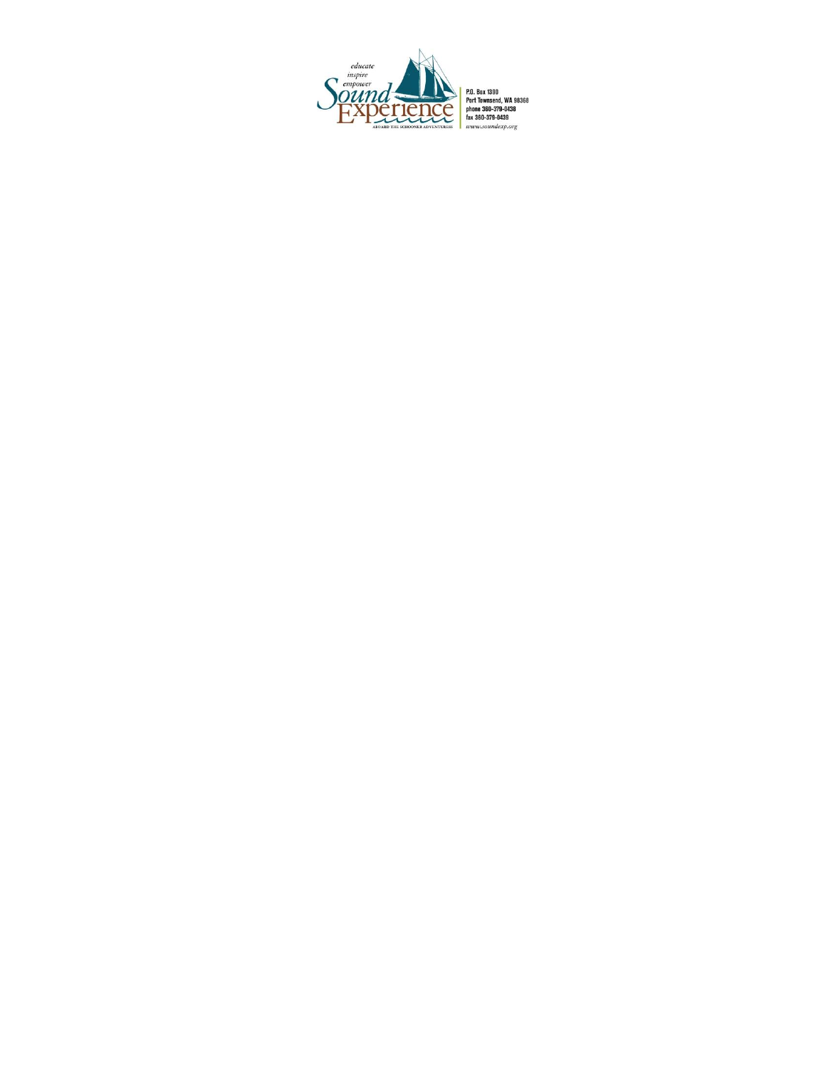educate
inspire
empower

Sound Experience

ABOARD THE SCHOONER ADVENTURESS

P.O. Box 1390
Port Townsend, WA 98368
phone 360-379-0438
fax 360-379-0439
www.soundexp.org